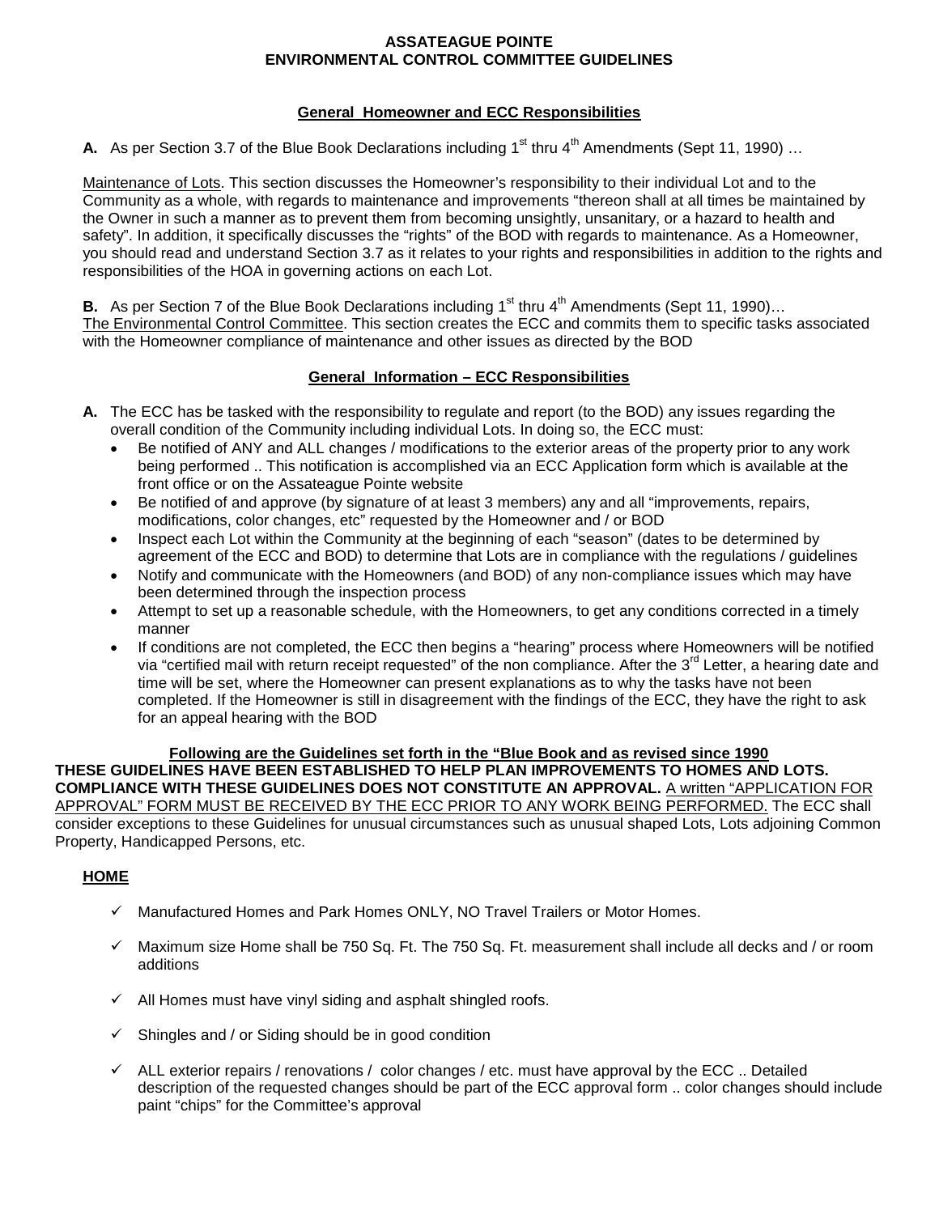# ASSATEAGUE POINTE
# ENVIRONMENTAL CONTROL COMMITTEE GUIDELINES

## General Homeowner and ECC Responsibilities

**A.** As per Section 3.7 of the Blue Book Declarations including 1st thru 4th Amendments (Sept 11, 1990) …

Maintenance of Lots. This section discusses the Homeowner's responsibility to their individual Lot and to the Community as a whole, with regards to maintenance and improvements "thereon shall at all times be maintained by the Owner in such a manner as to prevent them from becoming unsightly, unsanitary, or a hazard to health and safety". In addition, it specifically discusses the "rights" of the BOD with regards to maintenance. As a Homeowner, you should read and understand Section 3.7 as it relates to your rights and responsibilities in addition to the rights and responsibilities of the HOA in governing actions on each Lot.

**B.** As per Section 7 of the Blue Book Declarations including 1st thru 4th Amendments (Sept 11, 1990)…
The Environmental Control Committee. This section creates the ECC and commits them to specific tasks associated with the Homeowner compliance of maintenance and other issues as directed by the BOD

## General Information – ECC Responsibilities

**A.** The ECC has be tasked with the responsibility to regulate and report (to the BOD) any issues regarding the overall condition of the Community including individual Lots. In doing so, the ECC must:

- Be notified of ANY and ALL changes / modifications to the exterior areas of the property prior to any work being performed .. This notification is accomplished via an ECC Application form which is available at the front office or on the Assateague Pointe website
- Be notified of and approve (by signature of at least 3 members) any and all "improvements, repairs, modifications, color changes, etc" requested by the Homeowner and / or BOD
- Inspect each Lot within the Community at the beginning of each "season" (dates to be determined by agreement of the ECC and BOD) to determine that Lots are in compliance with the regulations / guidelines
- Notify and communicate with the Homeowners (and BOD) of any non-compliance issues which may have been determined through the inspection process
- Attempt to set up a reasonable schedule, with the Homeowners, to get any conditions corrected in a timely manner
- If conditions are not completed, the ECC then begins a "hearing" process where Homeowners will be notified via "certified mail with return receipt requested" of the non compliance. After the 3rd Letter, a hearing date and time will be set, where the Homeowner can present explanations as to why the tasks have not been completed. If the Homeowner is still in disagreement with the findings of the ECC, they have the right to ask for an appeal hearing with the BOD

## Following are the Guidelines set forth in the "Blue Book and as revised since 1990

**THESE GUIDELINES HAVE BEEN ESTABLISHED TO HELP PLAN IMPROVEMENTS TO HOMES AND LOTS. COMPLIANCE WITH THESE GUIDELINES DOES NOT CONSTITUTE AN APPROVAL.** A written "APPLICATION FOR APPROVAL" FORM MUST BE RECEIVED BY THE ECC PRIOR TO ANY WORK BEING PERFORMED. The ECC shall consider exceptions to these Guidelines for unusual circumstances such as unusual shaped Lots, Lots adjoining Common Property, Handicapped Persons, etc.

### HOME

- ✓ Manufactured Homes and Park Homes ONLY, NO Travel Trailers or Motor Homes.
- ✓ Maximum size Home shall be 750 Sq. Ft. The 750 Sq. Ft. measurement shall include all decks and / or room additions
- ✓ All Homes must have vinyl siding and asphalt shingled roofs.
- ✓ Shingles and / or Siding should be in good condition
- ✓ ALL exterior repairs / renovations / color changes / etc. must have approval by the ECC .. Detailed description of the requested changes should be part of the ECC approval form .. color changes should include paint "chips" for the Committee's approval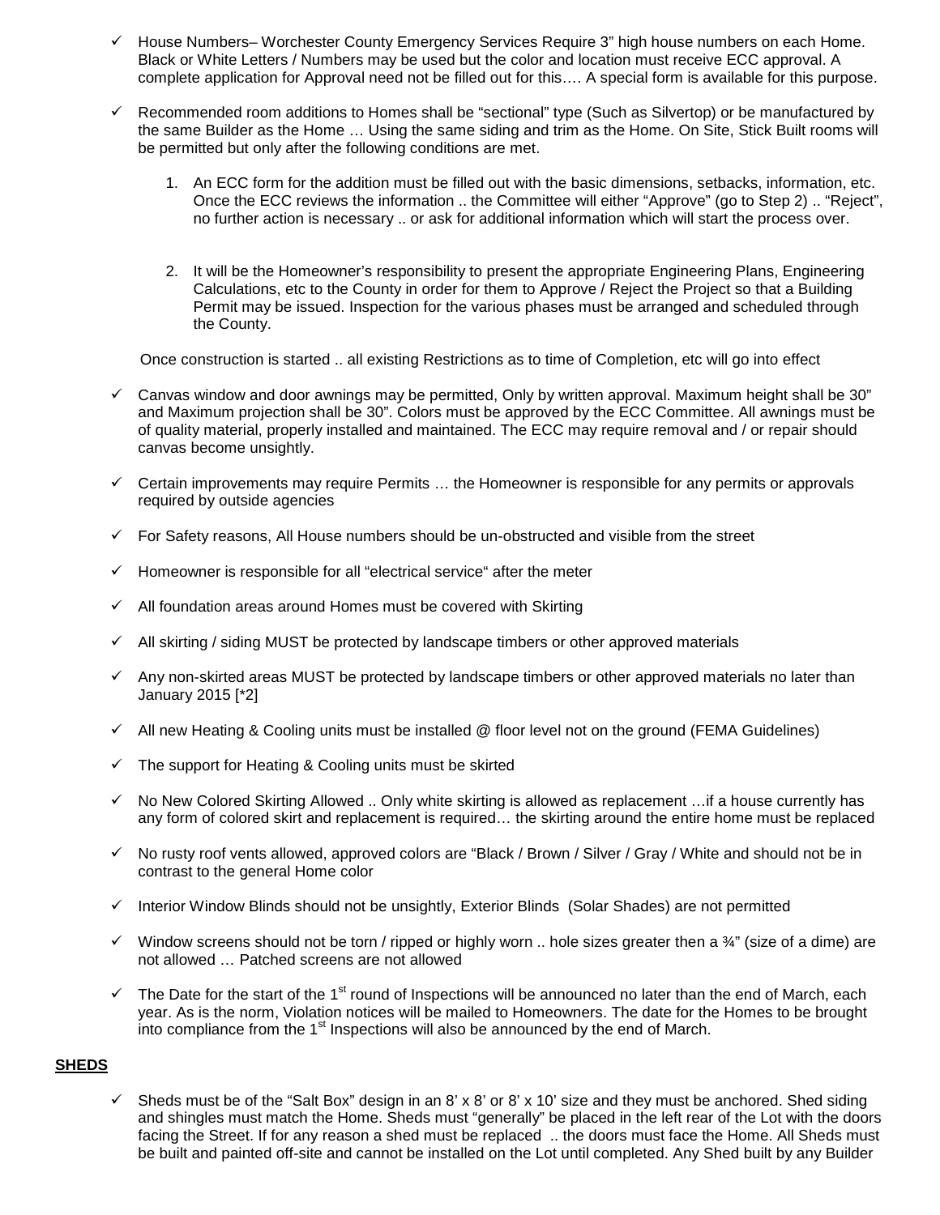- ✓ House Numbers– Worchester County Emergency Services Require 3" high house numbers on each Home. Black or White Letters / Numbers may be used but the color and location must receive ECC approval. A complete application for Approval need not be filled out for this…. A special form is available for this purpose.

- ✓ Recommended room additions to Homes shall be "sectional" type (Such as Silvertop) or be manufactured by the same Builder as the Home … Using the same siding and trim as the Home. On Site, Stick Built rooms will be permitted but only after the following conditions are met.

  1. An ECC form for the addition must be filled out with the basic dimensions, setbacks, information, etc. Once the ECC reviews the information .. the Committee will either "Approve" (go to Step 2) .. "Reject", no further action is necessary .. or ask for additional information which will start the process over.

  2. It will be the Homeowner's responsibility to present the appropriate Engineering Plans, Engineering Calculations, etc to the County in order for them to Approve / Reject the Project so that a Building Permit may be issued. Inspection for the various phases must be arranged and scheduled through the County.

  Once construction is started .. all existing Restrictions as to time of Completion, etc will go into effect

- ✓ Canvas window and door awnings may be permitted, Only by written approval. Maximum height shall be 30" and Maximum projection shall be 30". Colors must be approved by the ECC Committee. All awnings must be of quality material, properly installed and maintained. The ECC may require removal and / or repair should canvas become unsightly.

- ✓ Certain improvements may require Permits … the Homeowner is responsible for any permits or approvals required by outside agencies

- ✓ For Safety reasons, All House numbers should be un-obstructed and visible from the street

- ✓ Homeowner is responsible for all "electrical service" after the meter

- ✓ All foundation areas around Homes must be covered with Skirting

- ✓ All skirting / siding MUST be protected by landscape timbers or other approved materials

- ✓ Any non-skirted areas MUST be protected by landscape timbers or other approved materials no later than January 2015 [*2]

- ✓ All new Heating & Cooling units must be installed @ floor level not on the ground (FEMA Guidelines)

- ✓ The support for Heating & Cooling units must be skirted

- ✓ No New Colored Skirting Allowed .. Only white skirting is allowed as replacement …if a house currently has any form of colored skirt and replacement is required… the skirting around the entire home must be replaced

- ✓ No rusty roof vents allowed, approved colors are "Black / Brown / Silver / Gray / White and should not be in contrast to the general Home color

- ✓ Interior Window Blinds should not be unsightly, Exterior Blinds (Solar Shades) are not permitted

- ✓ Window screens should not be torn / ripped or highly worn .. hole sizes greater then a ¾" (size of a dime) are not allowed … Patched screens are not allowed

- ✓ The Date for the start of the 1st round of Inspections will be announced no later than the end of March, each year. As is the norm, Violation notices will be mailed to Homeowners. The date for the Homes to be brought into compliance from the 1st Inspections will also be announced by the end of March.

**SHEDS**

- ✓ Sheds must be of the "Salt Box" design in an 8' x 8' or 8' x 10' size and they must be anchored. Shed siding and shingles must match the Home. Sheds must "generally" be placed in the left rear of the Lot with the doors facing the Street. If for any reason a shed must be replaced .. the doors must face the Home. All Sheds must be built and painted off-site and cannot be installed on the Lot until completed. Any Shed built by any Builder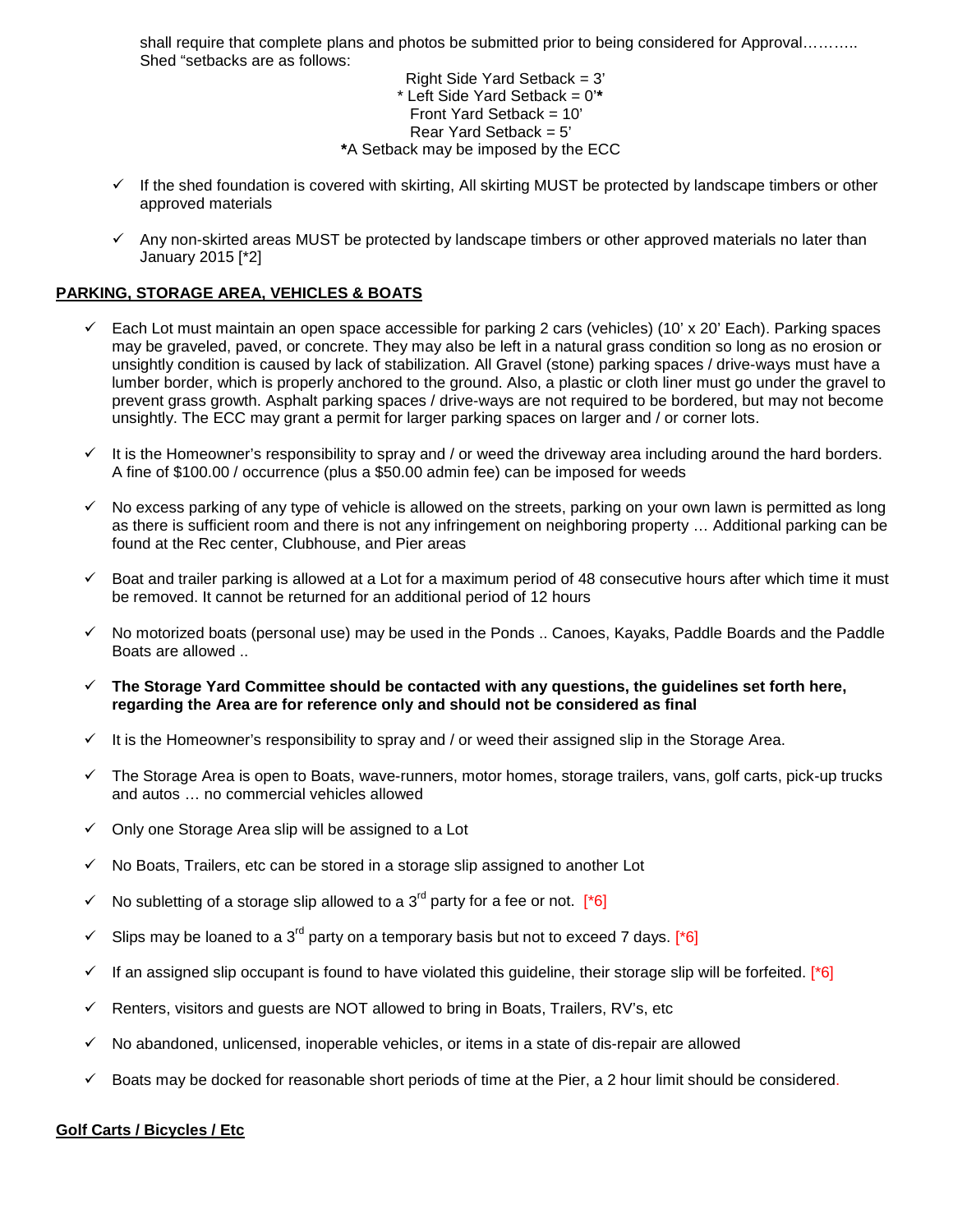shall require that complete plans and photos be submitted prior to being considered for Approval……….. Shed "setbacks are as follows:

Right Side Yard Setback = 3'
* Left Side Yard Setback = 0'*
Front Yard Setback = 10'
Rear Yard Setback = 5'
*A Setback may be imposed by the ECC

- ✓ If the shed foundation is covered with skirting, All skirting MUST be protected by landscape timbers or other approved materials
- ✓ Any non-skirted areas MUST be protected by landscape timbers or other approved materials no later than January 2015 [*2]

## PARKING, STORAGE AREA, VEHICLES & BOATS

- ✓ Each Lot must maintain an open space accessible for parking 2 cars (vehicles) (10' x 20' Each). Parking spaces may be graveled, paved, or concrete. They may also be left in a natural grass condition so long as no erosion or unsightly condition is caused by lack of stabilization. All Gravel (stone) parking spaces / drive-ways must have a lumber border, which is properly anchored to the ground. Also, a plastic or cloth liner must go under the gravel to prevent grass growth. Asphalt parking spaces / drive-ways are not required to be bordered, but may not become unsightly. The ECC may grant a permit for larger parking spaces on larger and / or corner lots.
- ✓ It is the Homeowner's responsibility to spray and / or weed the driveway area including around the hard borders. A fine of $100.00 / occurrence (plus a $50.00 admin fee) can be imposed for weeds
- ✓ No excess parking of any type of vehicle is allowed on the streets, parking on your own lawn is permitted as long as there is sufficient room and there is not any infringement on neighboring property … Additional parking can be found at the Rec center, Clubhouse, and Pier areas
- ✓ Boat and trailer parking is allowed at a Lot for a maximum period of 48 consecutive hours after which time it must be removed. It cannot be returned for an additional period of 12 hours
- ✓ No motorized boats (personal use) may be used in the Ponds .. Canoes, Kayaks, Paddle Boards and the Paddle Boats are allowed ..
- ✓ **The Storage Yard Committee should be contacted with any questions, the guidelines set forth here, regarding the Area are for reference only and should not be considered as final**
- ✓ It is the Homeowner's responsibility to spray and / or weed their assigned slip in the Storage Area.
- ✓ The Storage Area is open to Boats, wave-runners, motor homes, storage trailers, vans, golf carts, pick-up trucks and autos … no commercial vehicles allowed
- ✓ Only one Storage Area slip will be assigned to a Lot
- ✓ No Boats, Trailers, etc can be stored in a storage slip assigned to another Lot
- ✓ No subletting of a storage slip allowed to a 3rd party for a fee or not. [*6]
- ✓ Slips may be loaned to a 3rd party on a temporary basis but not to exceed 7 days. [*6]
- ✓ If an assigned slip occupant is found to have violated this guideline, their storage slip will be forfeited. [*6]
- ✓ Renters, visitors and guests are NOT allowed to bring in Boats, Trailers, RV's, etc
- ✓ No abandoned, unlicensed, inoperable vehicles, or items in a state of dis-repair are allowed
- ✓ Boats may be docked for reasonable short periods of time at the Pier, a 2 hour limit should be considered.

## Golf Carts / Bicycles / Etc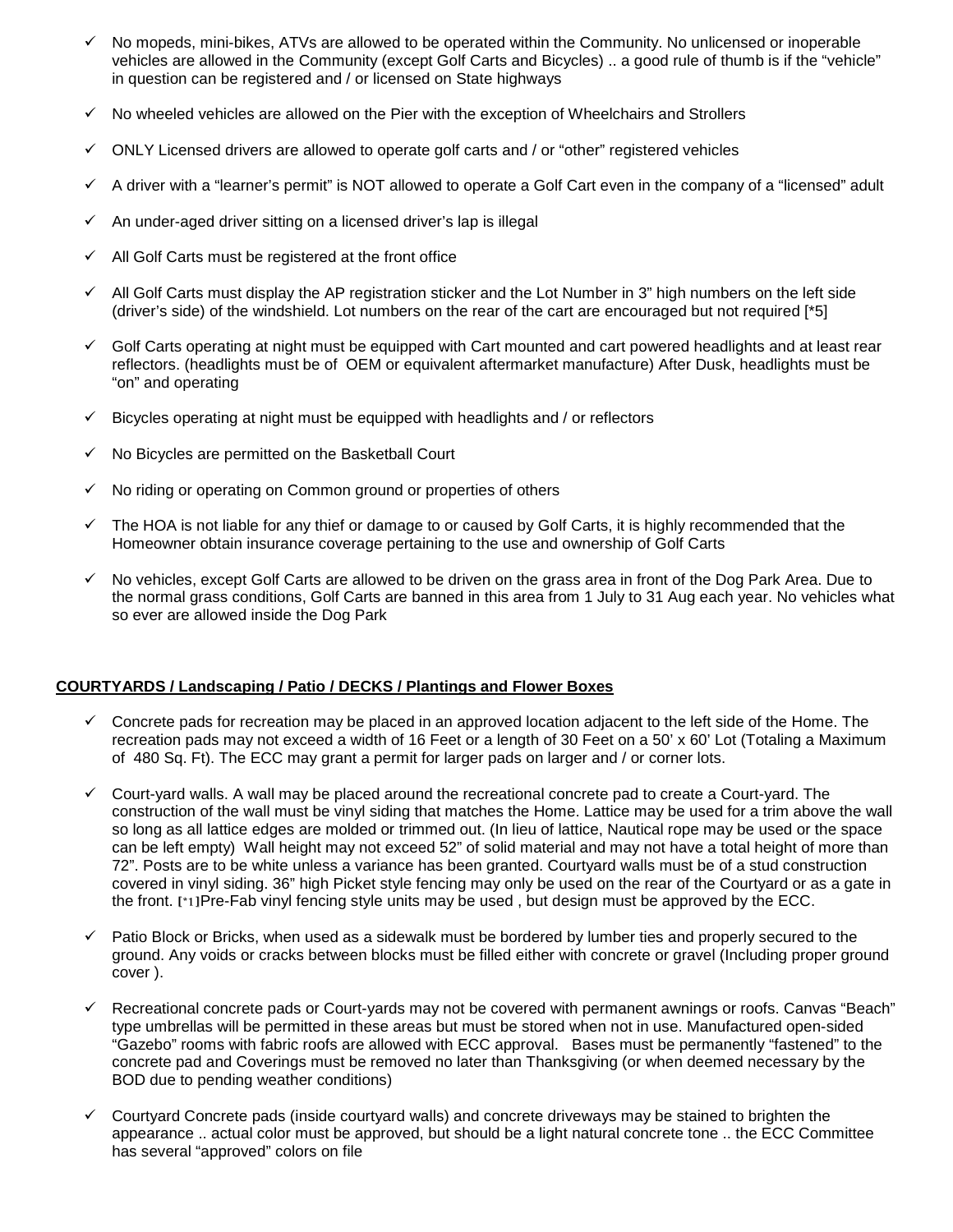- ✓ No mopeds, mini-bikes, ATVs are allowed to be operated within the Community. No unlicensed or inoperable vehicles are allowed in the Community (except Golf Carts and Bicycles) .. a good rule of thumb is if the "vehicle" in question can be registered and / or licensed on State highways
- ✓ No wheeled vehicles are allowed on the Pier with the exception of Wheelchairs and Strollers
- ✓ ONLY Licensed drivers are allowed to operate golf carts and / or "other" registered vehicles
- ✓ A driver with a "learner's permit" is NOT allowed to operate a Golf Cart even in the company of a "licensed" adult
- ✓ An under-aged driver sitting on a licensed driver's lap is illegal
- ✓ All Golf Carts must be registered at the front office
- ✓ All Golf Carts must display the AP registration sticker and the Lot Number in 3" high numbers on the left side (driver's side) of the windshield. Lot numbers on the rear of the cart are encouraged but not required [*5]
- ✓ Golf Carts operating at night must be equipped with Cart mounted and cart powered headlights and at least rear reflectors. (headlights must be of OEM or equivalent aftermarket manufacture) After Dusk, headlights must be "on" and operating
- ✓ Bicycles operating at night must be equipped with headlights and / or reflectors
- ✓ No Bicycles are permitted on the Basketball Court
- ✓ No riding or operating on Common ground or properties of others
- ✓ The HOA is not liable for any thief or damage to or caused by Golf Carts, it is highly recommended that the Homeowner obtain insurance coverage pertaining to the use and ownership of Golf Carts
- ✓ No vehicles, except Golf Carts are allowed to be driven on the grass area in front of the Dog Park Area. Due to the normal grass conditions, Golf Carts are banned in this area from 1 July to 31 Aug each year. No vehicles what so ever are allowed inside the Dog Park

**COURTYARDS / Landscaping / Patio / DECKS / Plantings and Flower Boxes**

- ✓ Concrete pads for recreation may be placed in an approved location adjacent to the left side of the Home. The recreation pads may not exceed a width of 16 Feet or a length of 30 Feet on a 50' x 60' Lot (Totaling a Maximum of 480 Sq. Ft). The ECC may grant a permit for larger pads on larger and / or corner lots.
- ✓ Court-yard walls. A wall may be placed around the recreational concrete pad to create a Court-yard. The construction of the wall must be vinyl siding that matches the Home. Lattice may be used for a trim above the wall so long as all lattice edges are molded or trimmed out. (In lieu of lattice, Nautical rope may be used or the space can be left empty) Wall height may not exceed 52" of solid material and may not have a total height of more than 72". Posts are to be white unless a variance has been granted. Courtyard walls must be of a stud construction covered in vinyl siding. 36" high Picket style fencing may only be used on the rear of the Courtyard or as a gate in the front. [*1]Pre-Fab vinyl fencing style units may be used , but design must be approved by the ECC.
- ✓ Patio Block or Bricks, when used as a sidewalk must be bordered by lumber ties and properly secured to the ground. Any voids or cracks between blocks must be filled either with concrete or gravel (Including proper ground cover ).
- ✓ Recreational concrete pads or Court-yards may not be covered with permanent awnings or roofs. Canvas "Beach" type umbrellas will be permitted in these areas but must be stored when not in use. Manufactured open-sided "Gazebo" rooms with fabric roofs are allowed with ECC approval. Bases must be permanently "fastened" to the concrete pad and Coverings must be removed no later than Thanksgiving (or when deemed necessary by the BOD due to pending weather conditions)
- ✓ Courtyard Concrete pads (inside courtyard walls) and concrete driveways may be stained to brighten the appearance .. actual color must be approved, but should be a light natural concrete tone .. the ECC Committee has several "approved" colors on file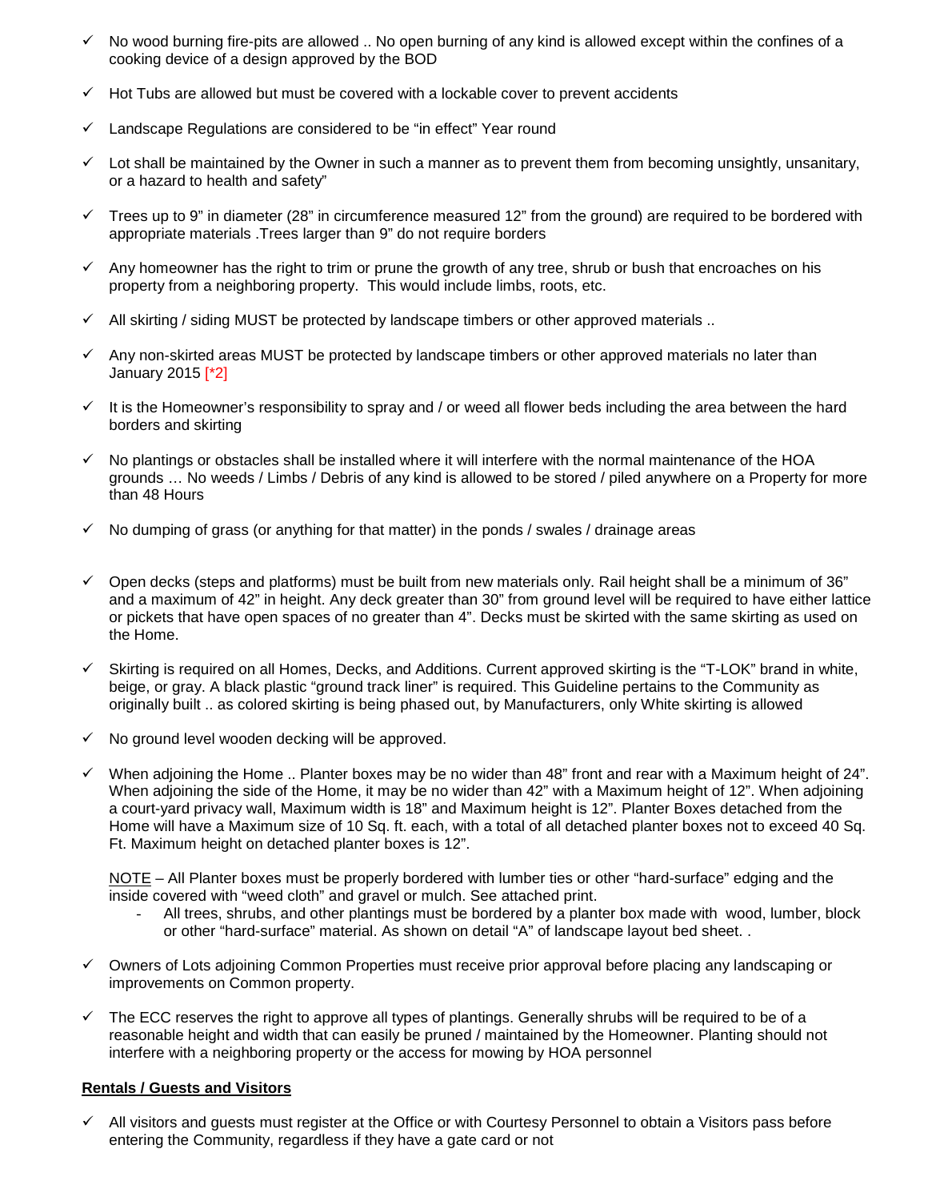- ✓ No wood burning fire-pits are allowed .. No open burning of any kind is allowed except within the confines of a cooking device of a design approved by the BOD
- ✓ Hot Tubs are allowed but must be covered with a lockable cover to prevent accidents
- ✓ Landscape Regulations are considered to be "in effect" Year round
- ✓ Lot shall be maintained by the Owner in such a manner as to prevent them from becoming unsightly, unsanitary, or a hazard to health and safety"
- ✓ Trees up to 9" in diameter (28" in circumference measured 12" from the ground) are required to be bordered with appropriate materials .Trees larger than 9" do not require borders
- ✓ Any homeowner has the right to trim or prune the growth of any tree, shrub or bush that encroaches on his property from a neighboring property. This would include limbs, roots, etc.
- ✓ All skirting / siding MUST be protected by landscape timbers or other approved materials ..
- ✓ Any non-skirted areas MUST be protected by landscape timbers or other approved materials no later than January 2015 [*2]
- ✓ It is the Homeowner's responsibility to spray and / or weed all flower beds including the area between the hard borders and skirting
- ✓ No plantings or obstacles shall be installed where it will interfere with the normal maintenance of the HOA grounds … No weeds / Limbs / Debris of any kind is allowed to be stored / piled anywhere on a Property for more than 48 Hours
- ✓ No dumping of grass (or anything for that matter) in the ponds / swales / drainage areas
- ✓ Open decks (steps and platforms) must be built from new materials only. Rail height shall be a minimum of 36" and a maximum of 42" in height. Any deck greater than 30" from ground level will be required to have either lattice or pickets that have open spaces of no greater than 4". Decks must be skirted with the same skirting as used on the Home.
- ✓ Skirting is required on all Homes, Decks, and Additions. Current approved skirting is the "T-LOK" brand in white, beige, or gray. A black plastic "ground track liner" is required. This Guideline pertains to the Community as originally built .. as colored skirting is being phased out, by Manufacturers, only White skirting is allowed
- ✓ No ground level wooden decking will be approved.
- ✓ When adjoining the Home .. Planter boxes may be no wider than 48" front and rear with a Maximum height of 24". When adjoining the side of the Home, it may be no wider than 42" with a Maximum height of 12". When adjoining a court-yard privacy wall, Maximum width is 18" and Maximum height is 12". Planter Boxes detached from the Home will have a Maximum size of 10 Sq. ft. each, with a total of all detached planter boxes not to exceed 40 Sq. Ft. Maximum height on detached planter boxes is 12".

  <u>NOTE</u> – All Planter boxes must be properly bordered with lumber ties or other "hard-surface" edging and the inside covered with "weed cloth" and gravel or mulch. See attached print.
  - All trees, shrubs, and other plantings must be bordered by a planter box made with wood, lumber, block or other "hard-surface" material. As shown on detail "A" of landscape layout bed sheet. .
- ✓ Owners of Lots adjoining Common Properties must receive prior approval before placing any landscaping or improvements on Common property.
- ✓ The ECC reserves the right to approve all types of plantings. Generally shrubs will be required to be of a reasonable height and width that can easily be pruned / maintained by the Homeowner. Planting should not interfere with a neighboring property or the access for mowing by HOA personnel

**<u>Rentals / Guests and Visitors</u>**

- ✓ All visitors and guests must register at the Office or with Courtesy Personnel to obtain a Visitors pass before entering the Community, regardless if they have a gate card or not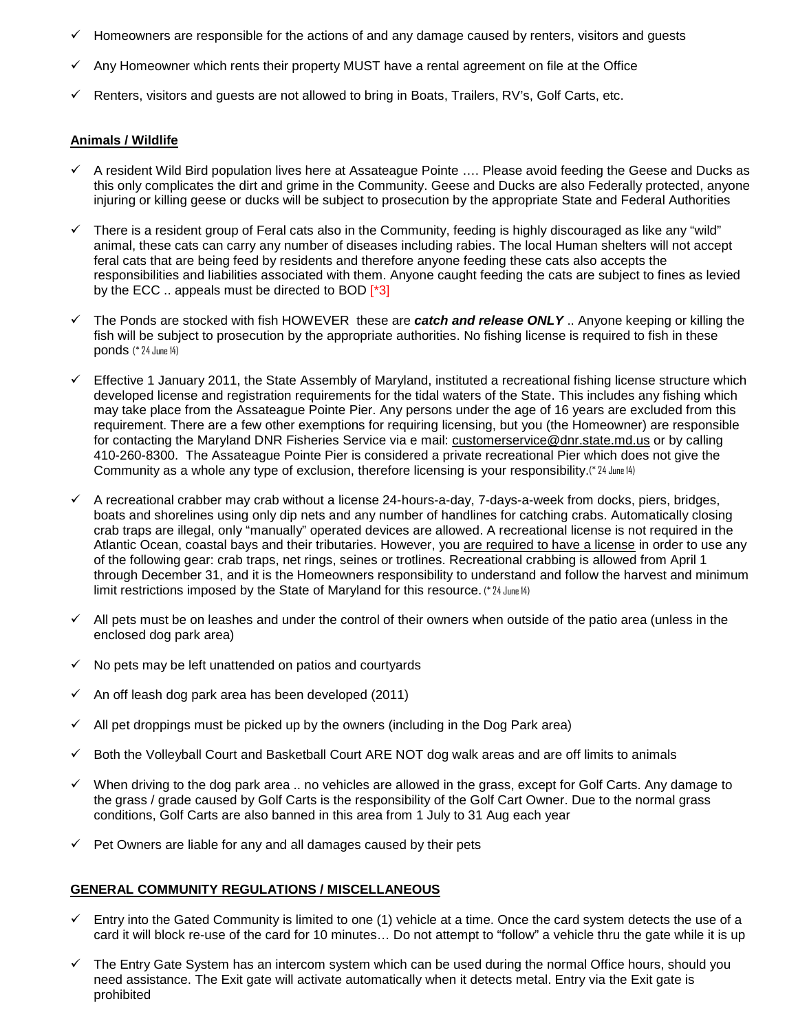- ✓ Homeowners are responsible for the actions of and any damage caused by renters, visitors and guests
- ✓ Any Homeowner which rents their property MUST have a rental agreement on file at the Office
- ✓ Renters, visitors and guests are not allowed to bring in Boats, Trailers, RV's, Golf Carts, etc.

## Animals / Wildlife

- ✓ A resident Wild Bird population lives here at Assateague Pointe …. Please avoid feeding the Geese and Ducks as this only complicates the dirt and grime in the Community. Geese and Ducks are also Federally protected, anyone injuring or killing geese or ducks will be subject to prosecution by the appropriate State and Federal Authorities
- ✓ There is a resident group of Feral cats also in the Community, feeding is highly discouraged as like any "wild" animal, these cats can carry any number of diseases including rabies. The local Human shelters will not accept feral cats that are being feed by residents and therefore anyone feeding these cats also accepts the responsibilities and liabilities associated with them. Anyone caught feeding the cats are subject to fines as levied by the ECC .. appeals must be directed to BOD [*3]
- ✓ The Ponds are stocked with fish HOWEVER these are ***catch and release ONLY*** .. Anyone keeping or killing the fish will be subject to prosecution by the appropriate authorities. No fishing license is required to fish in these ponds (* 24 June 14)
- ✓ Effective 1 January 2011, the State Assembly of Maryland, instituted a recreational fishing license structure which developed license and registration requirements for the tidal waters of the State. This includes any fishing which may take place from the Assateague Pointe Pier. Any persons under the age of 16 years are excluded from this requirement. There are a few other exemptions for requiring licensing, but you (the Homeowner) are responsible for contacting the Maryland DNR Fisheries Service via e mail: customerservice@dnr.state.md.us or by calling 410-260-8300. The Assateague Pointe Pier is considered a private recreational Pier which does not give the Community as a whole any type of exclusion, therefore licensing is your responsibility.(* 24 June 14)
- ✓ A recreational crabber may crab without a license 24-hours-a-day, 7-days-a-week from docks, piers, bridges, boats and shorelines using only dip nets and any number of handlines for catching crabs. Automatically closing crab traps are illegal, only "manually" operated devices are allowed. A recreational license is not required in the Atlantic Ocean, coastal bays and their tributaries. However, you are required to have a license in order to use any of the following gear: crab traps, net rings, seines or trotlines. Recreational crabbing is allowed from April 1 through December 31, and it is the Homeowners responsibility to understand and follow the harvest and minimum limit restrictions imposed by the State of Maryland for this resource. (* 24 June 14)
- ✓ All pets must be on leashes and under the control of their owners when outside of the patio area (unless in the enclosed dog park area)
- ✓ No pets may be left unattended on patios and courtyards
- ✓ An off leash dog park area has been developed (2011)
- ✓ All pet droppings must be picked up by the owners (including in the Dog Park area)
- ✓ Both the Volleyball Court and Basketball Court ARE NOT dog walk areas and are off limits to animals
- ✓ When driving to the dog park area .. no vehicles are allowed in the grass, except for Golf Carts. Any damage to the grass / grade caused by Golf Carts is the responsibility of the Golf Cart Owner. Due to the normal grass conditions, Golf Carts are also banned in this area from 1 July to 31 Aug each year
- ✓ Pet Owners are liable for any and all damages caused by their pets

## GENERAL COMMUNITY REGULATIONS / MISCELLANEOUS

- ✓ Entry into the Gated Community is limited to one (1) vehicle at a time. Once the card system detects the use of a card it will block re-use of the card for 10 minutes… Do not attempt to "follow" a vehicle thru the gate while it is up
- ✓ The Entry Gate System has an intercom system which can be used during the normal Office hours, should you need assistance. The Exit gate will activate automatically when it detects metal. Entry via the Exit gate is prohibited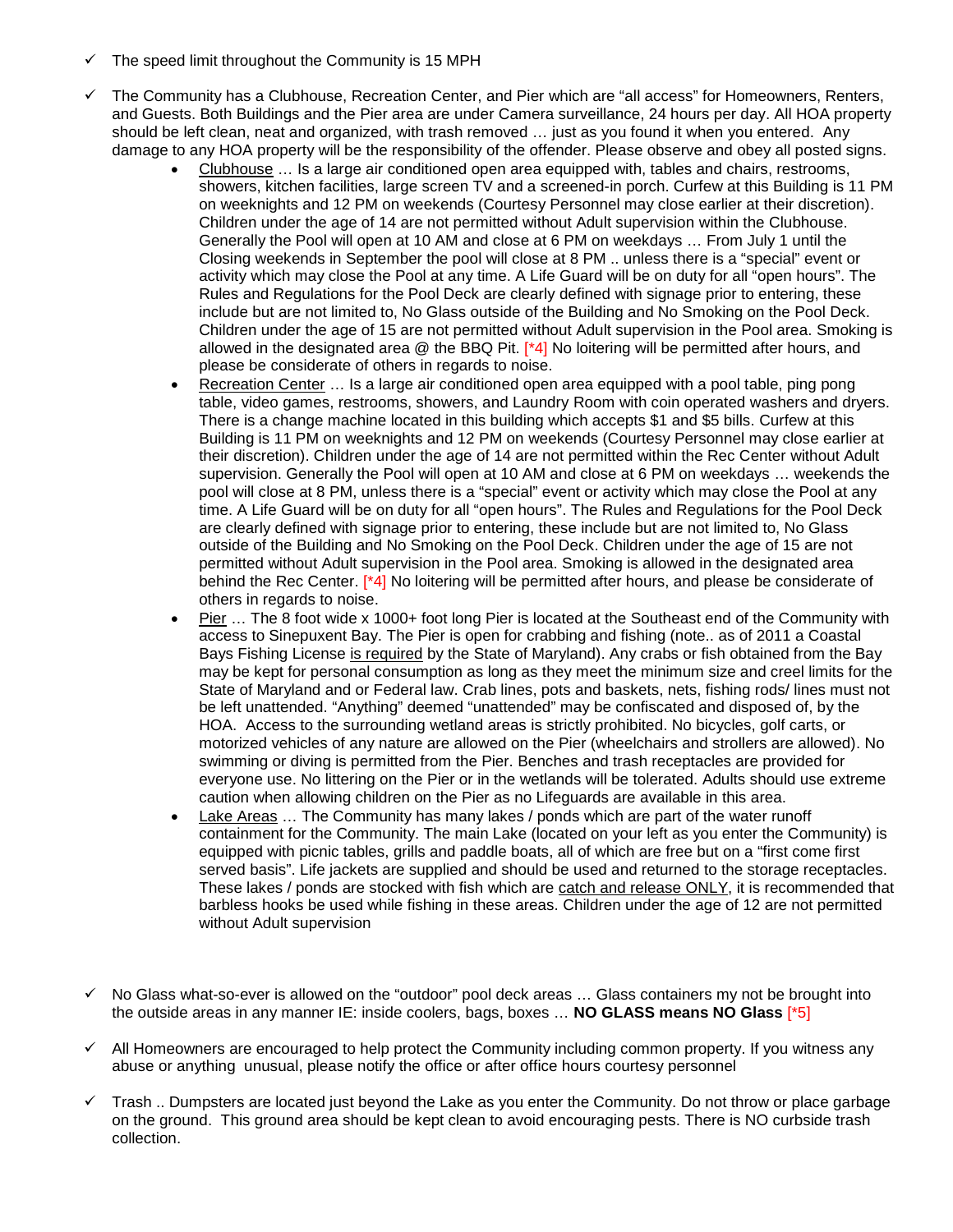- ✓ The speed limit throughout the Community is 15 MPH

- ✓ The Community has a Clubhouse, Recreation Center, and Pier which are "all access" for Homeowners, Renters, and Guests. Both Buildings and the Pier area are under Camera surveillance, 24 hours per day. All HOA property should be left clean, neat and organized, with trash removed … just as you found it when you entered. Any damage to any HOA property will be the responsibility of the offender. Please observe and obey all posted signs.
    - Clubhouse … Is a large air conditioned open area equipped with, tables and chairs, restrooms, showers, kitchen facilities, large screen TV and a screened-in porch. Curfew at this Building is 11 PM on weeknights and 12 PM on weekends (Courtesy Personnel may close earlier at their discretion). Children under the age of 14 are not permitted without Adult supervision within the Clubhouse. Generally the Pool will open at 10 AM and close at 6 PM on weekdays … From July 1 until the Closing weekends in September the pool will close at 8 PM .. unless there is a "special" event or activity which may close the Pool at any time. A Life Guard will be on duty for all "open hours". The Rules and Regulations for the Pool Deck are clearly defined with signage prior to entering, these include but are not limited to, No Glass outside of the Building and No Smoking on the Pool Deck. Children under the age of 15 are not permitted without Adult supervision in the Pool area. Smoking is allowed in the designated area @ the BBQ Pit. [*4] No loitering will be permitted after hours, and please be considerate of others in regards to noise.
    - Recreation Center … Is a large air conditioned open area equipped with a pool table, ping pong table, video games, restrooms, showers, and Laundry Room with coin operated washers and dryers. There is a change machine located in this building which accepts $1 and $5 bills. Curfew at this Building is 11 PM on weeknights and 12 PM on weekends (Courtesy Personnel may close earlier at their discretion). Children under the age of 14 are not permitted within the Rec Center without Adult supervision. Generally the Pool will open at 10 AM and close at 6 PM on weekdays … weekends the pool will close at 8 PM, unless there is a "special" event or activity which may close the Pool at any time. A Life Guard will be on duty for all "open hours". The Rules and Regulations for the Pool Deck are clearly defined with signage prior to entering, these include but are not limited to, No Glass outside of the Building and No Smoking on the Pool Deck. Children under the age of 15 are not permitted without Adult supervision in the Pool area. Smoking is allowed in the designated area behind the Rec Center. [*4] No loitering will be permitted after hours, and please be considerate of others in regards to noise.
    - Pier … The 8 foot wide x 1000+ foot long Pier is located at the Southeast end of the Community with access to Sinepuxent Bay. The Pier is open for crabbing and fishing (note.. as of 2011 a Coastal Bays Fishing License is required by the State of Maryland). Any crabs or fish obtained from the Bay may be kept for personal consumption as long as they meet the minimum size and creel limits for the State of Maryland and or Federal law. Crab lines, pots and baskets, nets, fishing rods/ lines must not be left unattended. "Anything" deemed "unattended" may be confiscated and disposed of, by the HOA. Access to the surrounding wetland areas is strictly prohibited. No bicycles, golf carts, or motorized vehicles of any nature are allowed on the Pier (wheelchairs and strollers are allowed). No swimming or diving is permitted from the Pier. Benches and trash receptacles are provided for everyone use. No littering on the Pier or in the wetlands will be tolerated. Adults should use extreme caution when allowing children on the Pier as no Lifeguards are available in this area.
    - Lake Areas … The Community has many lakes / ponds which are part of the water runoff containment for the Community. The main Lake (located on your left as you enter the Community) is equipped with picnic tables, grills and paddle boats, all of which are free but on a "first come first served basis". Life jackets are supplied and should be used and returned to the storage receptacles. These lakes / ponds are stocked with fish which are catch and release ONLY, it is recommended that barbless hooks be used while fishing in these areas. Children under the age of 12 are not permitted without Adult supervision

- ✓ No Glass what-so-ever is allowed on the "outdoor" pool deck areas … Glass containers my not be brought into the outside areas in any manner IE: inside coolers, bags, boxes … **NO GLASS means NO Glass** [*5]

- ✓ All Homeowners are encouraged to help protect the Community including common property. If you witness any abuse or anything unusual, please notify the office or after office hours courtesy personnel

- ✓ Trash .. Dumpsters are located just beyond the Lake as you enter the Community. Do not throw or place garbage on the ground. This ground area should be kept clean to avoid encouraging pests. There is NO curbside trash collection.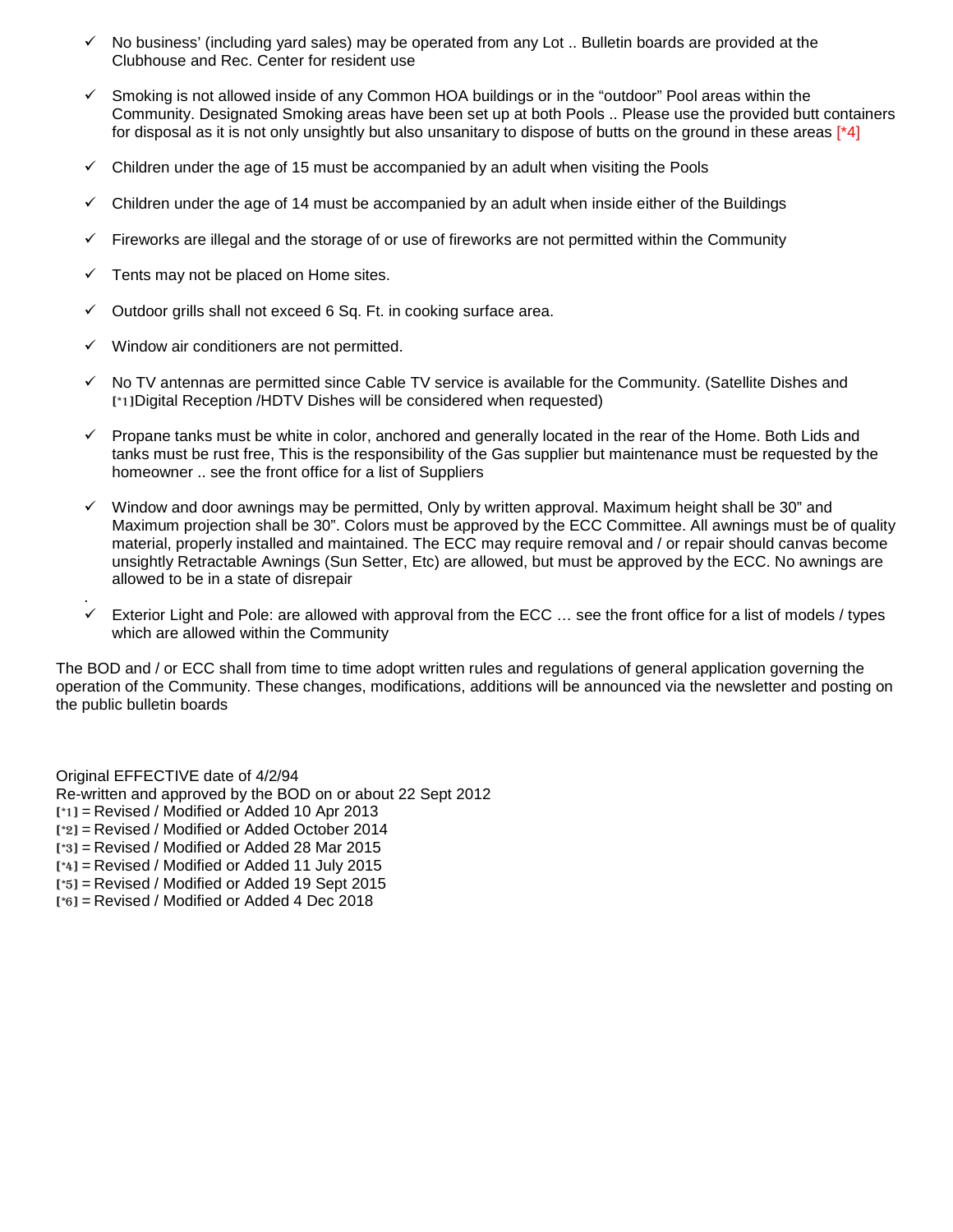- ✓ No business' (including yard sales) may be operated from any Lot .. Bulletin boards are provided at the Clubhouse and Rec. Center for resident use

- ✓ Smoking is not allowed inside of any Common HOA buildings or in the "outdoor" Pool areas within the Community. Designated Smoking areas have been set up at both Pools .. Please use the provided butt containers for disposal as it is not only unsightly but also unsanitary to dispose of butts on the ground in these areas [*4]

- ✓ Children under the age of 15 must be accompanied by an adult when visiting the Pools

- ✓ Children under the age of 14 must be accompanied by an adult when inside either of the Buildings

- ✓ Fireworks are illegal and the storage of or use of fireworks are not permitted within the Community

- ✓ Tents may not be placed on Home sites.

- ✓ Outdoor grills shall not exceed 6 Sq. Ft. in cooking surface area.

- ✓ Window air conditioners are not permitted.

- ✓ No TV antennas are permitted since Cable TV service is available for the Community. (Satellite Dishes and [*1]Digital Reception /HDTV Dishes will be considered when requested)

- ✓ Propane tanks must be white in color, anchored and generally located in the rear of the Home. Both Lids and tanks must be rust free, This is the responsibility of the Gas supplier but maintenance must be requested by the homeowner .. see the front office for a list of Suppliers

- ✓ Window and door awnings may be permitted, Only by written approval. Maximum height shall be 30" and Maximum projection shall be 30". Colors must be approved by the ECC Committee. All awnings must be of quality material, properly installed and maintained. The ECC may require removal and / or repair should canvas become unsightly Retractable Awnings (Sun Setter, Etc) are allowed, but must be approved by the ECC. No awnings are allowed to be in a state of disrepair

.

- ✓ Exterior Light and Pole: are allowed with approval from the ECC … see the front office for a list of models / types which are allowed within the Community

The BOD and / or ECC shall from time to time adopt written rules and regulations of general application governing the operation of the Community. These changes, modifications, additions will be announced via the newsletter and posting on the public bulletin boards

Original EFFECTIVE date of 4/2/94
Re-written and approved by the BOD on or about 22 Sept 2012
[*1] = Revised / Modified or Added 10 Apr 2013
[*2] = Revised / Modified or Added October 2014
[*3] = Revised / Modified or Added 28 Mar 2015
[*4] = Revised / Modified or Added 11 July 2015
[*5] = Revised / Modified or Added 19 Sept 2015
[*6] = Revised / Modified or Added 4 Dec 2018